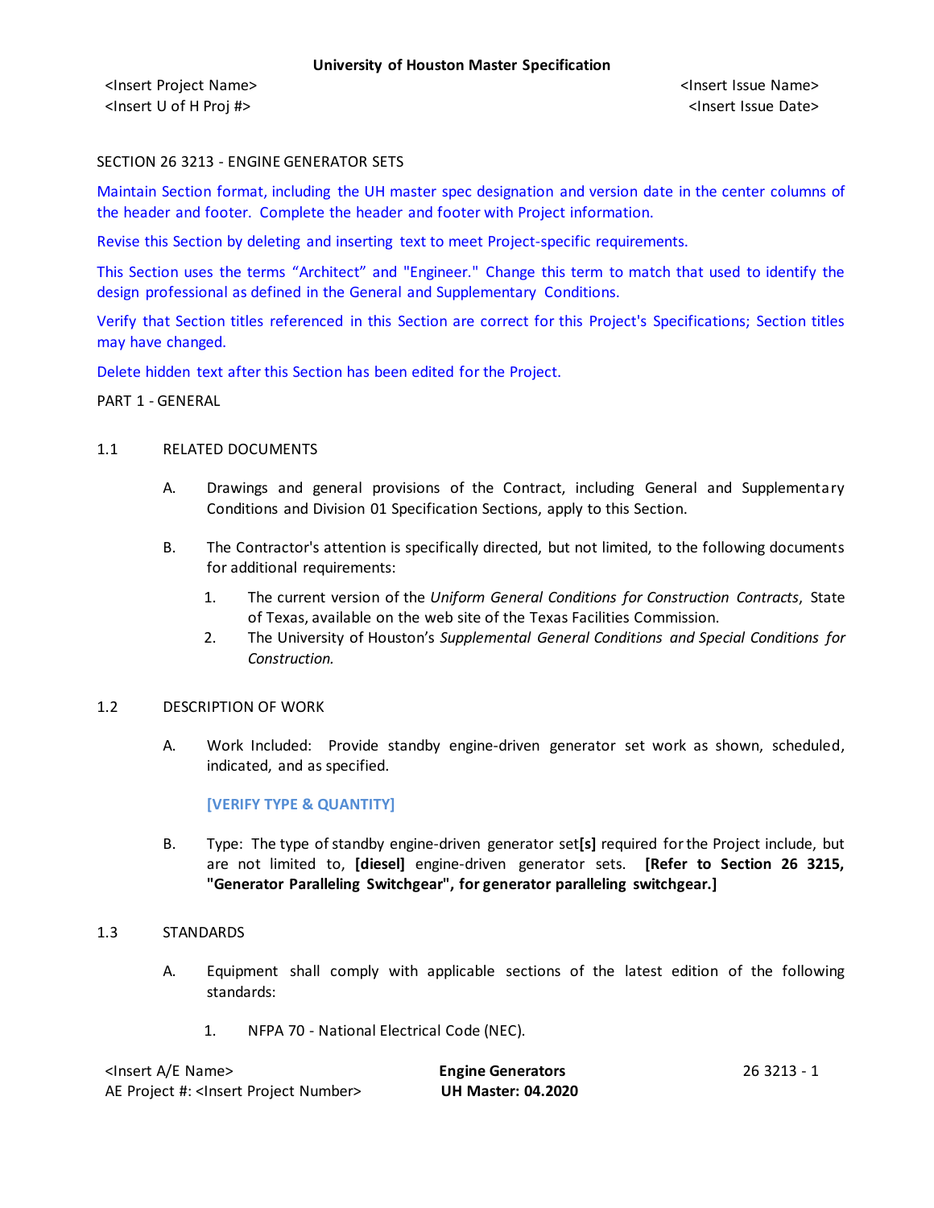# SECTION 26 3213 - ENGINE GENERATOR SETS

Maintain Section format, including the UH master spec designation and version date in the center columns of the header and footer. Complete the header and footer with Project information.

Revise this Section by deleting and inserting text to meet Project-specific requirements.

This Section uses the terms "Architect" and "Engineer." Change this term to match that used to identify the design professional as defined in the General and Supplementary Conditions.

Verify that Section titles referenced in this Section are correct for this Project's Specifications; Section titles may have changed.

Delete hidden text after this Section has been edited for the Project.

## PART 1 - GENERAL

### 1.1 RELATED DOCUMENTS

A. Drawings and general provisions of the Contract, including General and Supplementary Conditions and Division 01 Specification Sections, apply to this Section.

B. The Contractor's attention is specifically directed, but not limited, to the following documents for additional requirements:

1. The current version of the *Uniform General Conditions for Construction Contracts*, State of Texas, available on the web site of the Texas Facilities Commission.
2. The University of Houston's *Supplemental General Conditions and Special Conditions for Construction.*

### 1.2 DESCRIPTION OF WORK

A. Work Included: Provide standby engine-driven generator set work as shown, scheduled, indicated, and as specified.

**[VERIFY TYPE & QUANTITY]**

B. Type: The type of standby engine-driven generator set**[s]** required for the Project include, but are not limited to, **[diesel]** engine-driven generator sets. **[Refer to Section 26 3215, "Generator Paralleling Switchgear", for generator paralleling switchgear.]**

### 1.3 STANDARDS

A. Equipment shall comply with applicable sections of the latest edition of the following standards:

1. NFPA 70 - National Electrical Code (NEC).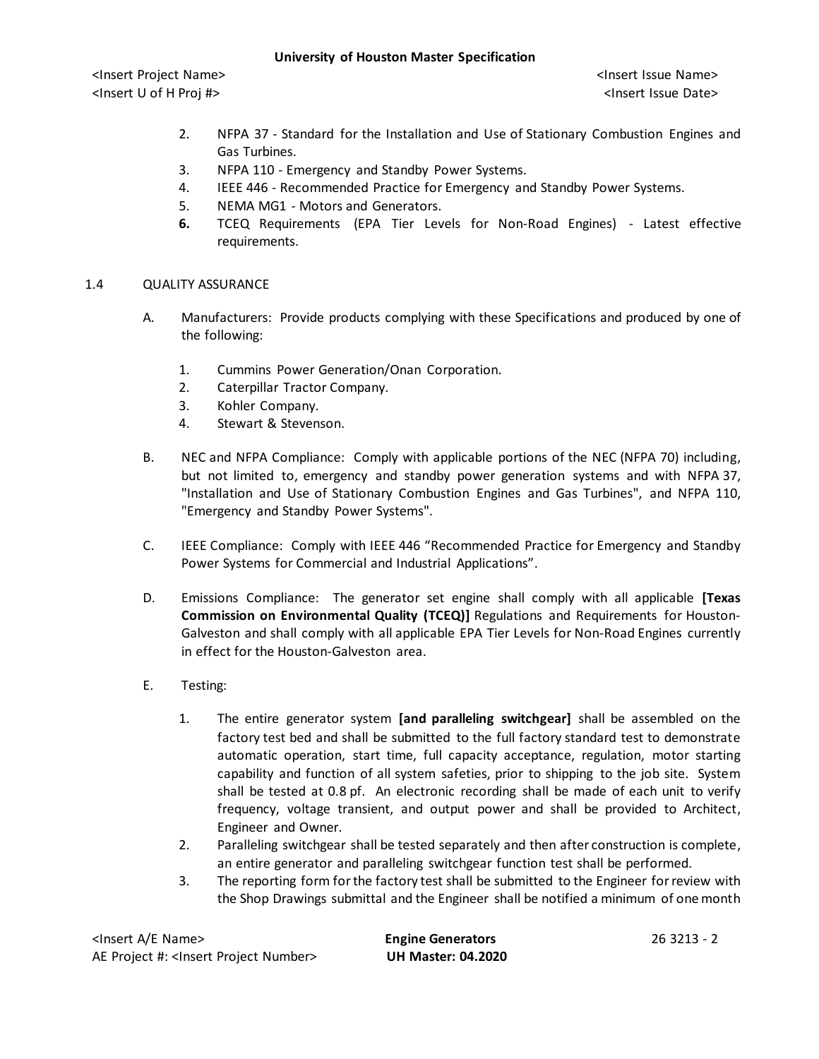2. NFPA 37 - Standard for the Installation and Use of Stationary Combustion Engines and Gas Turbines.
3. NFPA 110 - Emergency and Standby Power Systems.
4. IEEE 446 - Recommended Practice for Emergency and Standby Power Systems.
5. NEMA MG1 - Motors and Generators.
6. TCEQ Requirements (EPA Tier Levels for Non-Road Engines) - Latest effective requirements.

## 1.4 QUALITY ASSURANCE

A. Manufacturers: Provide products complying with these Specifications and produced by one of the following:

1. Cummins Power Generation/Onan Corporation.
2. Caterpillar Tractor Company.
3. Kohler Company.
4. Stewart & Stevenson.

B. NEC and NFPA Compliance: Comply with applicable portions of the NEC (NFPA 70) including, but not limited to, emergency and standby power generation systems and with NFPA 37, "Installation and Use of Stationary Combustion Engines and Gas Turbines", and NFPA 110, "Emergency and Standby Power Systems".

C. IEEE Compliance: Comply with IEEE 446 "Recommended Practice for Emergency and Standby Power Systems for Commercial and Industrial Applications".

D. Emissions Compliance: The generator set engine shall comply with all applicable **[Texas Commission on Environmental Quality (TCEQ)]** Regulations and Requirements for Houston-Galveston and shall comply with all applicable EPA Tier Levels for Non-Road Engines currently in effect for the Houston-Galveston area.

E. Testing:

1. The entire generator system **[and paralleling switchgear]** shall be assembled on the factory test bed and shall be submitted to the full factory standard test to demonstrate automatic operation, start time, full capacity acceptance, regulation, motor starting capability and function of all system safeties, prior to shipping to the job site. System shall be tested at 0.8 pf. An electronic recording shall be made of each unit to verify frequency, voltage transient, and output power and shall be provided to Architect, Engineer and Owner.
2. Paralleling switchgear shall be tested separately and then after construction is complete, an entire generator and paralleling switchgear function test shall be performed.
3. The reporting form for the factory test shall be submitted to the Engineer for review with the Shop Drawings submittal and the Engineer shall be notified a minimum of one month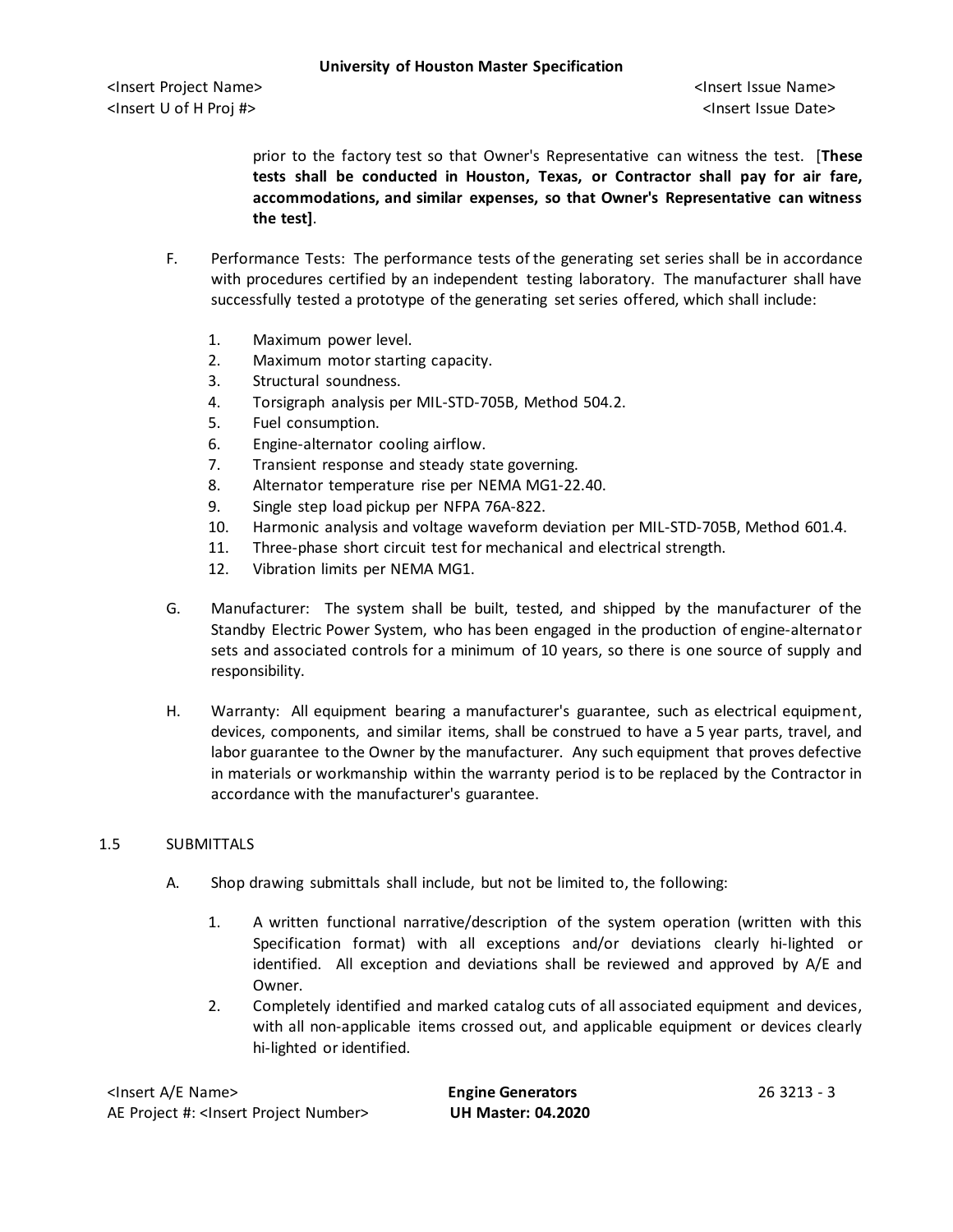prior to the factory test so that Owner's Representative can witness the test. [**These tests shall be conducted in Houston, Texas, or Contractor shall pay for air fare, accommodations, and similar expenses, so that Owner's Representative can witness the test]**.

F. Performance Tests: The performance tests of the generating set series shall be in accordance with procedures certified by an independent testing laboratory. The manufacturer shall have successfully tested a prototype of the generating set series offered, which shall include:

1. Maximum power level.
2. Maximum motor starting capacity.
3. Structural soundness.
4. Torsigraph analysis per MIL-STD-705B, Method 504.2.
5. Fuel consumption.
6. Engine-alternator cooling airflow.
7. Transient response and steady state governing.
8. Alternator temperature rise per NEMA MG1-22.40.
9. Single step load pickup per NFPA 76A-822.
10. Harmonic analysis and voltage waveform deviation per MIL-STD-705B, Method 601.4.
11. Three-phase short circuit test for mechanical and electrical strength.
12. Vibration limits per NEMA MG1.

G. Manufacturer: The system shall be built, tested, and shipped by the manufacturer of the Standby Electric Power System, who has been engaged in the production of engine-alternator sets and associated controls for a minimum of 10 years, so there is one source of supply and responsibility.

H. Warranty: All equipment bearing a manufacturer's guarantee, such as electrical equipment, devices, components, and similar items, shall be construed to have a 5 year parts, travel, and labor guarantee to the Owner by the manufacturer. Any such equipment that proves defective in materials or workmanship within the warranty period is to be replaced by the Contractor in accordance with the manufacturer's guarantee.

## 1.5 SUBMITTALS

A. Shop drawing submittals shall include, but not be limited to, the following:

1. A written functional narrative/description of the system operation (written with this Specification format) with all exceptions and/or deviations clearly hi-lighted or identified. All exception and deviations shall be reviewed and approved by A/E and Owner.
2. Completely identified and marked catalog cuts of all associated equipment and devices, with all non-applicable items crossed out, and applicable equipment or devices clearly hi-lighted or identified.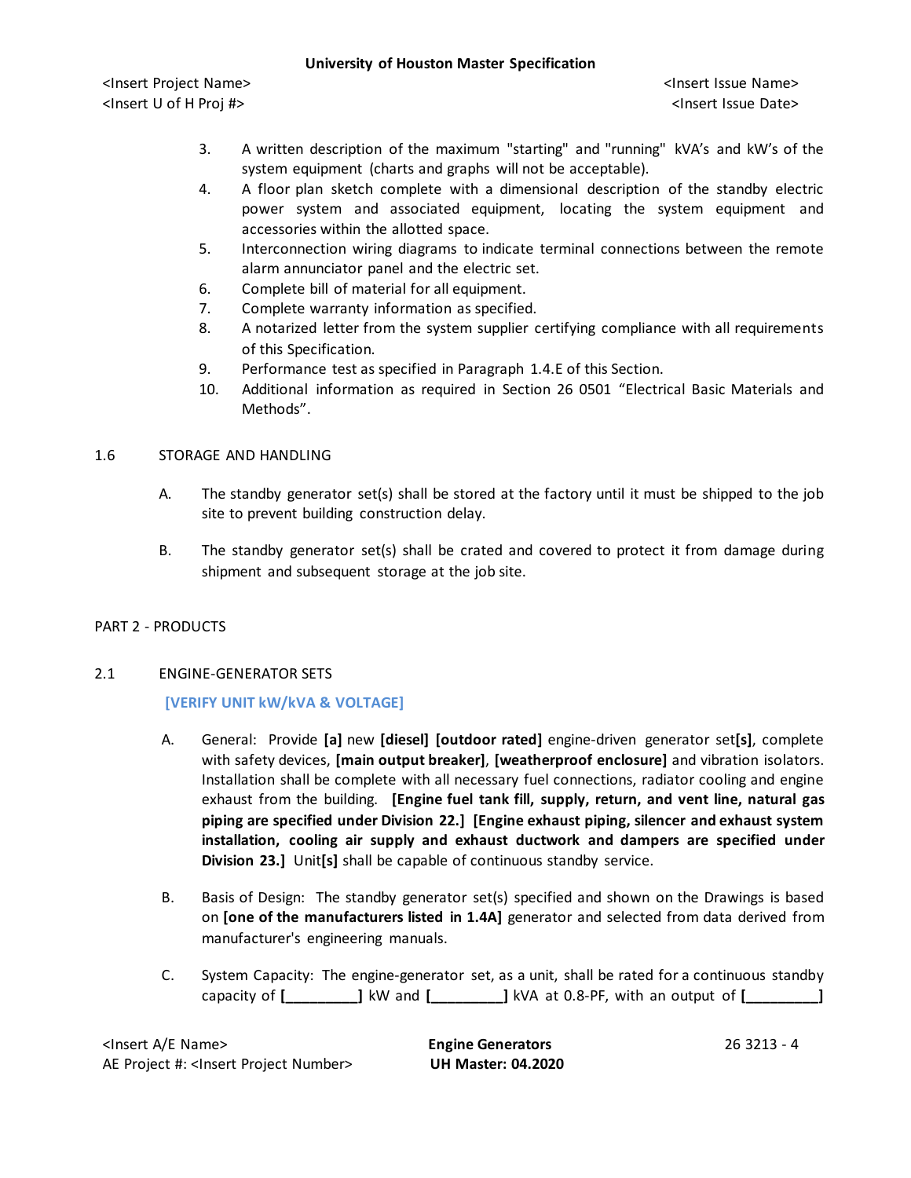3. A written description of the maximum "starting" and "running" kVA's and kW's of the system equipment (charts and graphs will not be acceptable).
4. A floor plan sketch complete with a dimensional description of the standby electric power system and associated equipment, locating the system equipment and accessories within the allotted space.
5. Interconnection wiring diagrams to indicate terminal connections between the remote alarm annunciator panel and the electric set.
6. Complete bill of material for all equipment.
7. Complete warranty information as specified.
8. A notarized letter from the system supplier certifying compliance with all requirements of this Specification.
9. Performance test as specified in Paragraph 1.4.E of this Section.
10. Additional information as required in Section 26 0501 "Electrical Basic Materials and Methods".

## 1.6 STORAGE AND HANDLING

A. The standby generator set(s) shall be stored at the factory until it must be shipped to the job site to prevent building construction delay.

B. The standby generator set(s) shall be crated and covered to protect it from damage during shipment and subsequent storage at the job site.

# PART 2 - PRODUCTS

## 2.1 ENGINE-GENERATOR SETS

**[VERIFY UNIT kW/kVA & VOLTAGE]**

A. General: Provide **[a]** new **[diesel]** **[outdoor rated]** engine-driven generator set**[s]**, complete with safety devices, **[main output breaker]**, **[weatherproof enclosure]** and vibration isolators. Installation shall be complete with all necessary fuel connections, radiator cooling and engine exhaust from the building. **[Engine fuel tank fill, supply, return, and vent line, natural gas piping are specified under Division 22.]** **[Engine exhaust piping, silencer and exhaust system installation, cooling air supply and exhaust ductwork and dampers are specified under Division 23.]** Unit**[s]** shall be capable of continuous standby service.

B. Basis of Design: The standby generator set(s) specified and shown on the Drawings is based on **[one of the manufacturers listed in 1.4A]** generator and selected from data derived from manufacturer's engineering manuals.

C. System Capacity: The engine-generator set, as a unit, shall be rated for a continuous standby capacity of **[_________]** kW and **[_________]** kVA at 0.8-PF, with an output of **[_________]**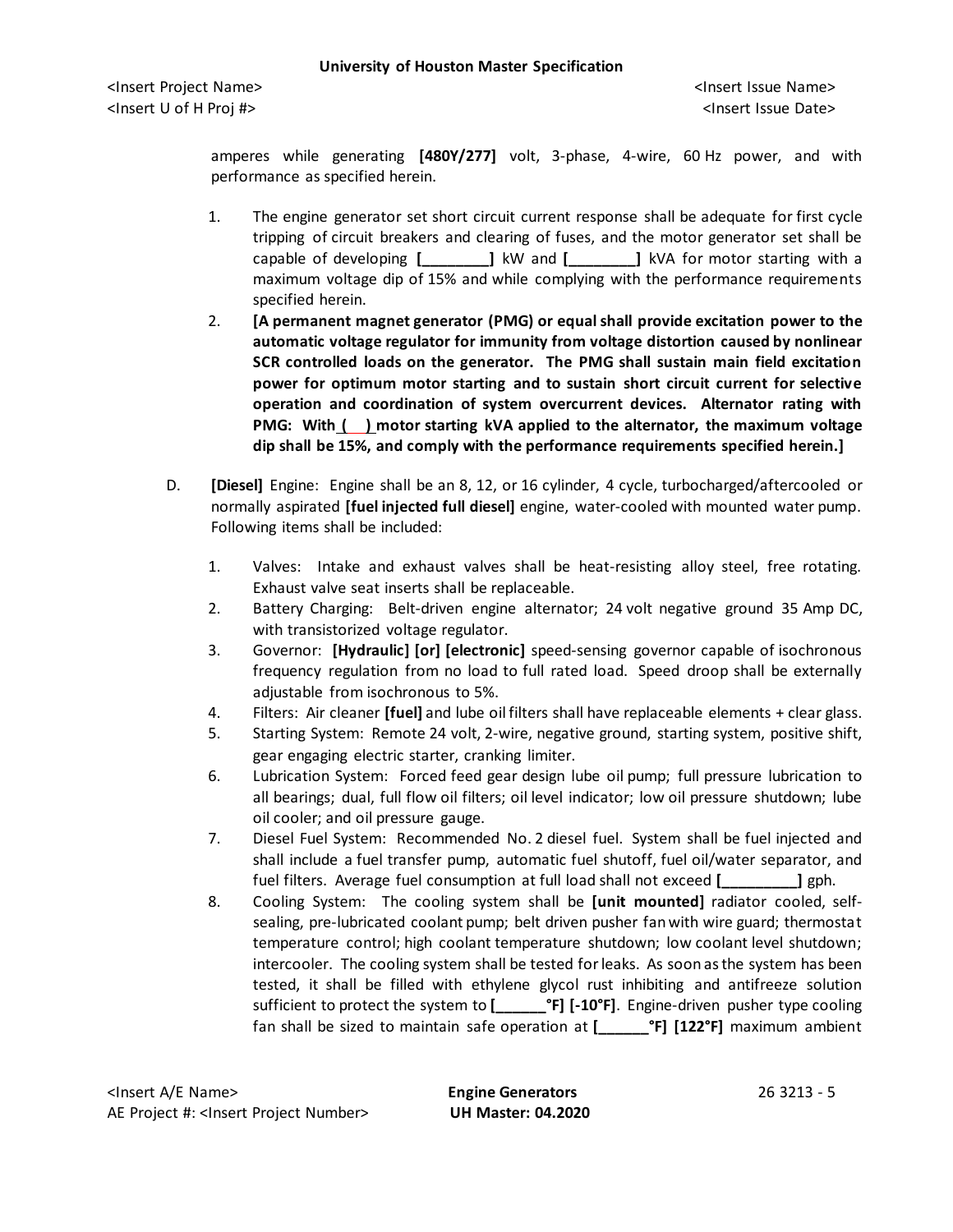amperes while generating **[480Y/277]** volt, 3-phase, 4-wire, 60 Hz power, and with performance as specified herein.

1. The engine generator set short circuit current response shall be adequate for first cycle tripping of circuit breakers and clearing of fuses, and the motor generator set shall be capable of developing **[________]** kW and **[________]** kVA for motor starting with a maximum voltage dip of 15% and while complying with the performance requirements specified herein.
2. **[A permanent magnet generator (PMG) or equal shall provide excitation power to the automatic voltage regulator for immunity from voltage distortion caused by nonlinear SCR controlled loads on the generator. The PMG shall sustain main field excitation power for optimum motor starting and to sustain short circuit current for selective operation and coordination of system overcurrent devices. Alternator rating with PMG: With ( ) motor starting kVA applied to the alternator, the maximum voltage dip shall be 15%, and comply with the performance requirements specified herein.]**

D. **[Diesel]** Engine: Engine shall be an 8, 12, or 16 cylinder, 4 cycle, turbocharged/aftercooled or normally aspirated **[fuel injected full diesel]** engine, water-cooled with mounted water pump. Following items shall be included:

1. Valves: Intake and exhaust valves shall be heat-resisting alloy steel, free rotating. Exhaust valve seat inserts shall be replaceable.
2. Battery Charging: Belt-driven engine alternator; 24 volt negative ground 35 Amp DC, with transistorized voltage regulator.
3. Governor: **[Hydraulic] [or] [electronic]** speed-sensing governor capable of isochronous frequency regulation from no load to full rated load. Speed droop shall be externally adjustable from isochronous to 5%.
4. Filters: Air cleaner **[fuel]** and lube oil filters shall have replaceable elements + clear glass.
5. Starting System: Remote 24 volt, 2-wire, negative ground, starting system, positive shift, gear engaging electric starter, cranking limiter.
6. Lubrication System: Forced feed gear design lube oil pump; full pressure lubrication to all bearings; dual, full flow oil filters; oil level indicator; low oil pressure shutdown; lube oil cooler; and oil pressure gauge.
7. Diesel Fuel System: Recommended No. 2 diesel fuel. System shall be fuel injected and shall include a fuel transfer pump, automatic fuel shutoff, fuel oil/water separator, and fuel filters. Average fuel consumption at full load shall not exceed **[_________]** gph.
8. Cooling System: The cooling system shall be **[unit mounted]** radiator cooled, self-sealing, pre-lubricated coolant pump; belt driven pusher fan with wire guard; thermostat temperature control; high coolant temperature shutdown; low coolant level shutdown; intercooler. The cooling system shall be tested for leaks. As soon as the system has been tested, it shall be filled with ethylene glycol rust inhibiting and antifreeze solution sufficient to protect the system to **[______°F] [-10°F]**. Engine-driven pusher type cooling fan shall be sized to maintain safe operation at **[______°F] [122°F]** maximum ambient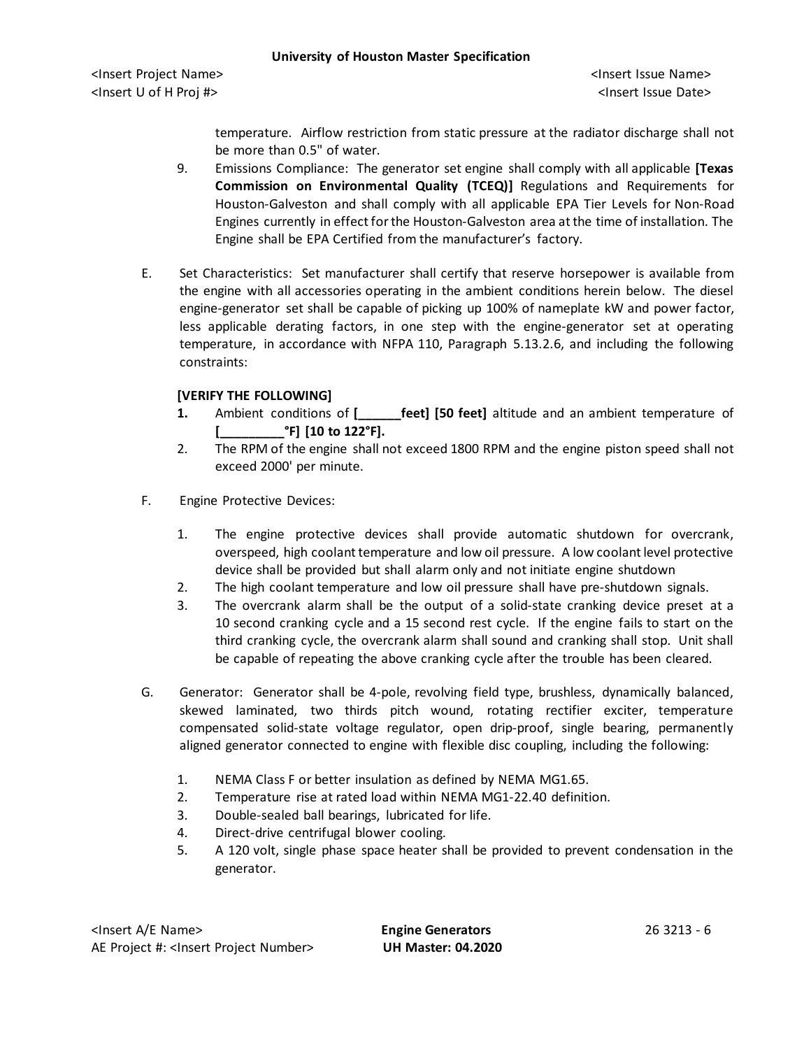temperature. Airflow restriction from static pressure at the radiator discharge shall not be more than 0.5" of water.

9. Emissions Compliance: The generator set engine shall comply with all applicable **[Texas Commission on Environmental Quality (TCEQ)]** Regulations and Requirements for Houston-Galveston and shall comply with all applicable EPA Tier Levels for Non-Road Engines currently in effect for the Houston-Galveston area at the time of installation. The Engine shall be EPA Certified from the manufacturer's factory.

E. Set Characteristics: Set manufacturer shall certify that reserve horsepower is available from the engine with all accessories operating in the ambient conditions herein below. The diesel engine-generator set shall be capable of picking up 100% of nameplate kW and power factor, less applicable derating factors, in one step with the engine-generator set at operating temperature, in accordance with NFPA 110, Paragraph 5.13.2.6, and including the following constraints:

**[VERIFY THE FOLLOWING]**

1. Ambient conditions of **[______feet] [50 feet]** altitude and an ambient temperature of **[_________°F] [10 to 122°F].**
2. The RPM of the engine shall not exceed 1800 RPM and the engine piston speed shall not exceed 2000' per minute.

F. Engine Protective Devices:

1. The engine protective devices shall provide automatic shutdown for overcrank, overspeed, high coolant temperature and low oil pressure. A low coolant level protective device shall be provided but shall alarm only and not initiate engine shutdown
2. The high coolant temperature and low oil pressure shall have pre-shutdown signals.
3. The overcrank alarm shall be the output of a solid-state cranking device preset at a 10 second cranking cycle and a 15 second rest cycle. If the engine fails to start on the third cranking cycle, the overcrank alarm shall sound and cranking shall stop. Unit shall be capable of repeating the above cranking cycle after the trouble has been cleared.

G. Generator: Generator shall be 4-pole, revolving field type, brushless, dynamically balanced, skewed laminated, two thirds pitch wound, rotating rectifier exciter, temperature compensated solid-state voltage regulator, open drip-proof, single bearing, permanently aligned generator connected to engine with flexible disc coupling, including the following:

1. NEMA Class F or better insulation as defined by NEMA MG1.65.
2. Temperature rise at rated load within NEMA MG1-22.40 definition.
3. Double-sealed ball bearings, lubricated for life.
4. Direct-drive centrifugal blower cooling.
5. A 120 volt, single phase space heater shall be provided to prevent condensation in the generator.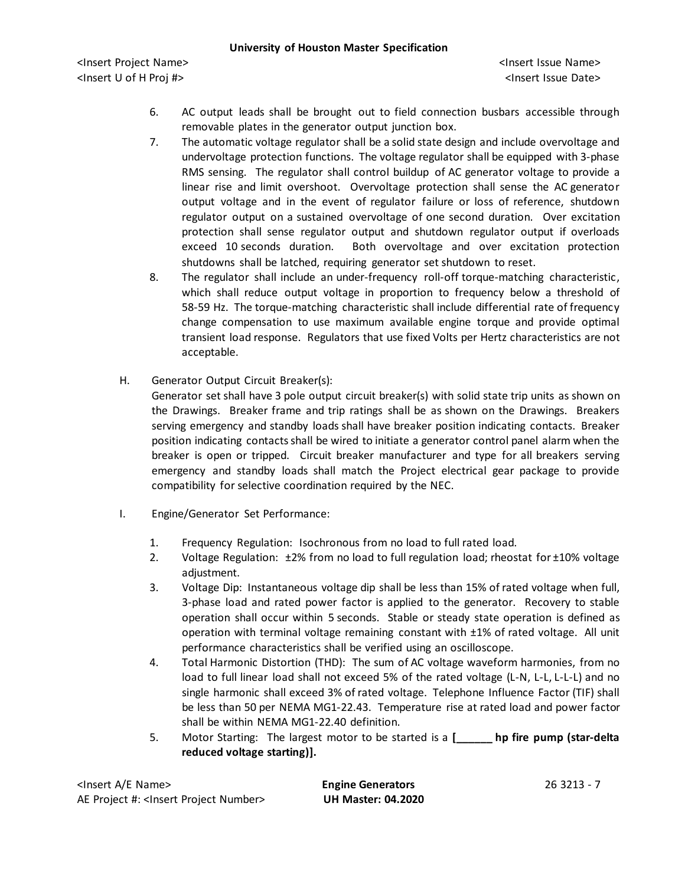6. AC output leads shall be brought out to field connection busbars accessible through removable plates in the generator output junction box.
7. The automatic voltage regulator shall be a solid state design and include overvoltage and undervoltage protection functions. The voltage regulator shall be equipped with 3-phase RMS sensing. The regulator shall control buildup of AC generator voltage to provide a linear rise and limit overshoot. Overvoltage protection shall sense the AC generator output voltage and in the event of regulator failure or loss of reference, shutdown regulator output on a sustained overvoltage of one second duration. Over excitation protection shall sense regulator output and shutdown regulator output if overloads exceed 10 seconds duration. Both overvoltage and over excitation protection shutdowns shall be latched, requiring generator set shutdown to reset.
8. The regulator shall include an under-frequency roll-off torque-matching characteristic, which shall reduce output voltage in proportion to frequency below a threshold of 58-59 Hz. The torque-matching characteristic shall include differential rate of frequency change compensation to use maximum available engine torque and provide optimal transient load response. Regulators that use fixed Volts per Hertz characteristics are not acceptable.

H. Generator Output Circuit Breaker(s):
Generator set shall have 3 pole output circuit breaker(s) with solid state trip units as shown on the Drawings. Breaker frame and trip ratings shall be as shown on the Drawings. Breakers serving emergency and standby loads shall have breaker position indicating contacts. Breaker position indicating contacts shall be wired to initiate a generator control panel alarm when the breaker is open or tripped. Circuit breaker manufacturer and type for all breakers serving emergency and standby loads shall match the Project electrical gear package to provide compatibility for selective coordination required by the NEC.

I. Engine/Generator Set Performance:

1. Frequency Regulation: Isochronous from no load to full rated load.
2. Voltage Regulation: ±2% from no load to full regulation load; rheostat for ±10% voltage adjustment.
3. Voltage Dip: Instantaneous voltage dip shall be less than 15% of rated voltage when full, 3-phase load and rated power factor is applied to the generator. Recovery to stable operation shall occur within 5 seconds. Stable or steady state operation is defined as operation with terminal voltage remaining constant with ±1% of rated voltage. All unit performance characteristics shall be verified using an oscilloscope.
4. Total Harmonic Distortion (THD): The sum of AC voltage waveform harmonies, from no load to full linear load shall not exceed 5% of the rated voltage (L-N, L-L, L-L-L) and no single harmonic shall exceed 3% of rated voltage. Telephone Influence Factor (TIF) shall be less than 50 per NEMA MG1-22.43. Temperature rise at rated load and power factor shall be within NEMA MG1-22.40 definition.
5. Motor Starting: The largest motor to be started is a **[______ hp fire pump (star-delta reduced voltage starting)].**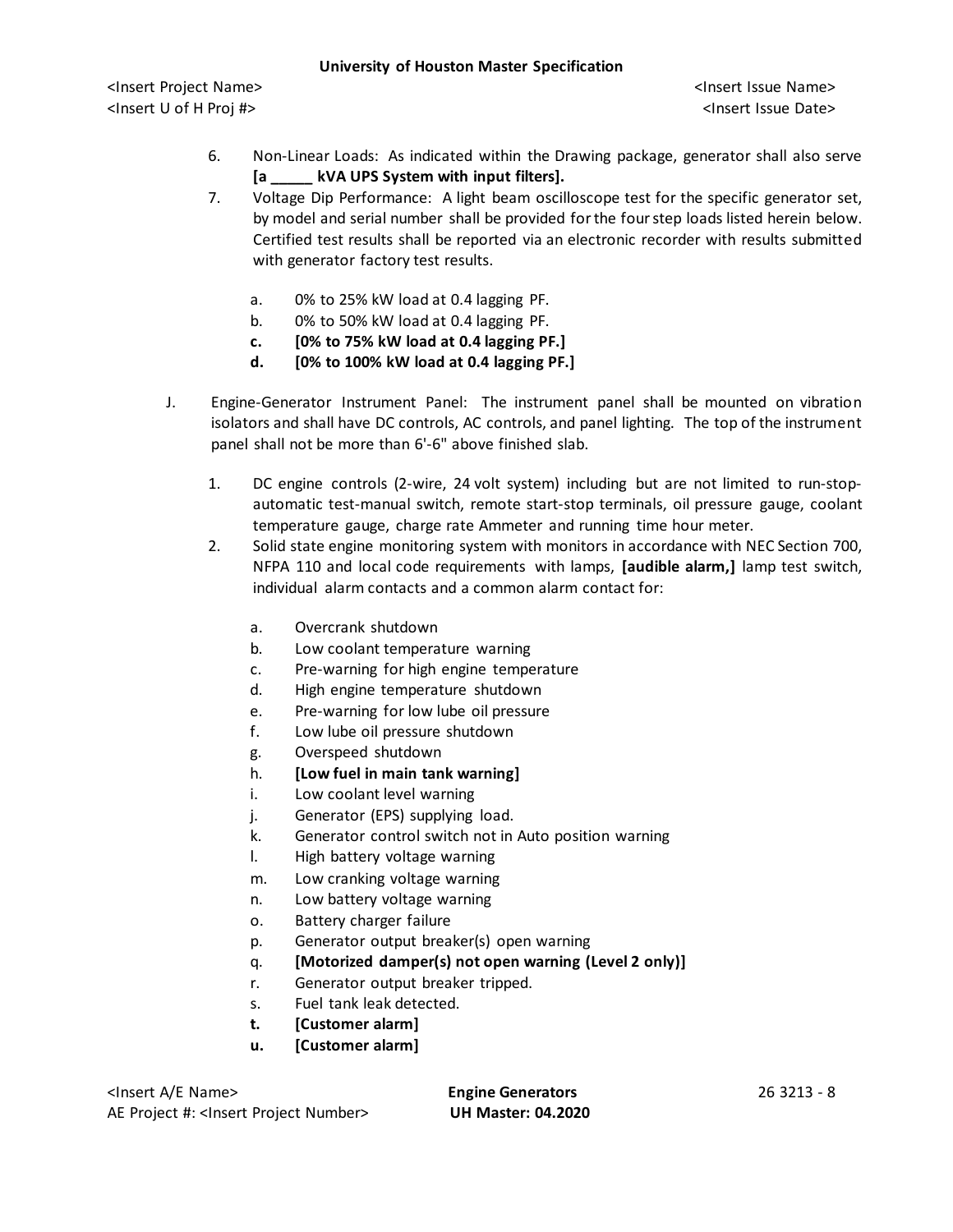6. Non-Linear Loads: As indicated within the Drawing package, generator shall also serve **[a _____ kVA UPS System with input filters].**
7. Voltage Dip Performance: A light beam oscilloscope test for the specific generator set, by model and serial number shall be provided for the four step loads listed herein below. Certified test results shall be reported via an electronic recorder with results submitted with generator factory test results.

   a. 0% to 25% kW load at 0.4 lagging PF.
   b. 0% to 50% kW load at 0.4 lagging PF.
   **c. [0% to 75% kW load at 0.4 lagging PF.]**
   **d. [0% to 100% kW load at 0.4 lagging PF.]**

J. Engine-Generator Instrument Panel: The instrument panel shall be mounted on vibration isolators and shall have DC controls, AC controls, and panel lighting. The top of the instrument panel shall not be more than 6'-6" above finished slab.

1. DC engine controls (2-wire, 24 volt system) including but are not limited to run-stop-automatic test-manual switch, remote start-stop terminals, oil pressure gauge, coolant temperature gauge, charge rate Ammeter and running time hour meter.
2. Solid state engine monitoring system with monitors in accordance with NEC Section 700, NFPA 110 and local code requirements with lamps, **[audible alarm,]** lamp test switch, individual alarm contacts and a common alarm contact for:

   a. Overcrank shutdown
   b. Low coolant temperature warning
   c. Pre-warning for high engine temperature
   d. High engine temperature shutdown
   e. Pre-warning for low lube oil pressure
   f. Low lube oil pressure shutdown
   g. Overspeed shutdown
   h. **[Low fuel in main tank warning]**
   i. Low coolant level warning
   j. Generator (EPS) supplying load.
   k. Generator control switch not in Auto position warning
   l. High battery voltage warning
   m. Low cranking voltage warning
   n. Low battery voltage warning
   o. Battery charger failure
   p. Generator output breaker(s) open warning
   q. **[Motorized damper(s) not open warning (Level 2 only)]**
   r. Generator output breaker tripped.
   s. Fuel tank leak detected.
   **t. [Customer alarm]**
   **u. [Customer alarm]**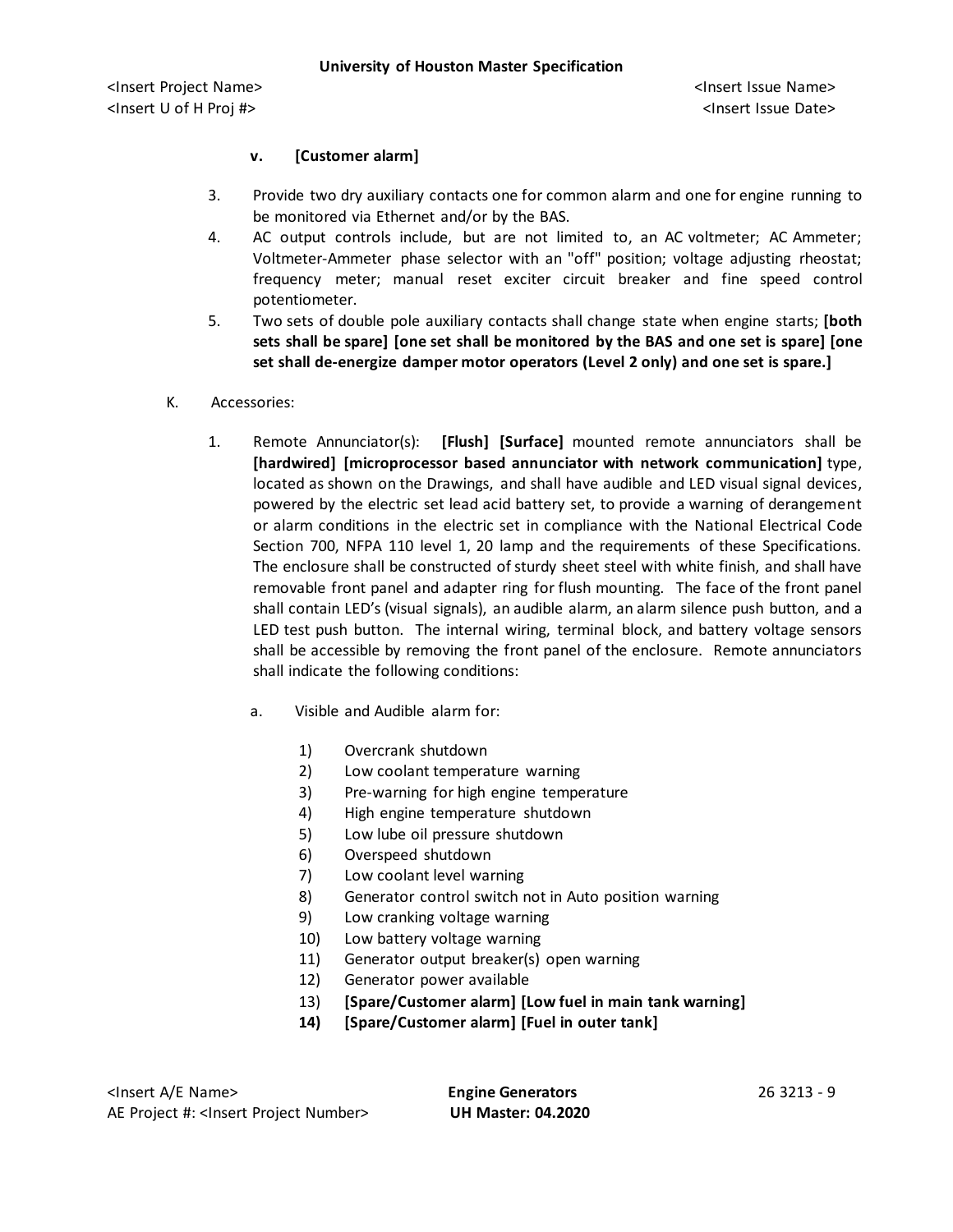v. **[Customer alarm]**

3. Provide two dry auxiliary contacts one for common alarm and one for engine running to be monitored via Ethernet and/or by the BAS.
4. AC output controls include, but are not limited to, an AC voltmeter; AC Ammeter; Voltmeter-Ammeter phase selector with an "off" position; voltage adjusting rheostat; frequency meter; manual reset exciter circuit breaker and fine speed control potentiometer.
5. Two sets of double pole auxiliary contacts shall change state when engine starts; **[both sets shall be spare] [one set shall be monitored by the BAS and one set is spare] [one set shall de-energize damper motor operators (Level 2 only) and one set is spare.]**

K. Accessories:

1. Remote Annunciator(s): **[Flush] [Surface]** mounted remote annunciators shall be **[hardwired] [microprocessor based annunciator with network communication]** type, located as shown on the Drawings, and shall have audible and LED visual signal devices, powered by the electric set lead acid battery set, to provide a warning of derangement or alarm conditions in the electric set in compliance with the National Electrical Code Section 700, NFPA 110 level 1, 20 lamp and the requirements of these Specifications. The enclosure shall be constructed of sturdy sheet steel with white finish, and shall have removable front panel and adapter ring for flush mounting. The face of the front panel shall contain LED's (visual signals), an audible alarm, an alarm silence push button, and a LED test push button. The internal wiring, terminal block, and battery voltage sensors shall be accessible by removing the front panel of the enclosure. Remote annunciators shall indicate the following conditions:

   a. Visible and Audible alarm for:

      1) Overcrank shutdown
      2) Low coolant temperature warning
      3) Pre-warning for high engine temperature
      4) High engine temperature shutdown
      5) Low lube oil pressure shutdown
      6) Overspeed shutdown
      7) Low coolant level warning
      8) Generator control switch not in Auto position warning
      9) Low cranking voltage warning
      10) Low battery voltage warning
      11) Generator output breaker(s) open warning
      12) Generator power available
      13) **[Spare/Customer alarm] [Low fuel in main tank warning]**
      14) **[Spare/Customer alarm] [Fuel in outer tank]**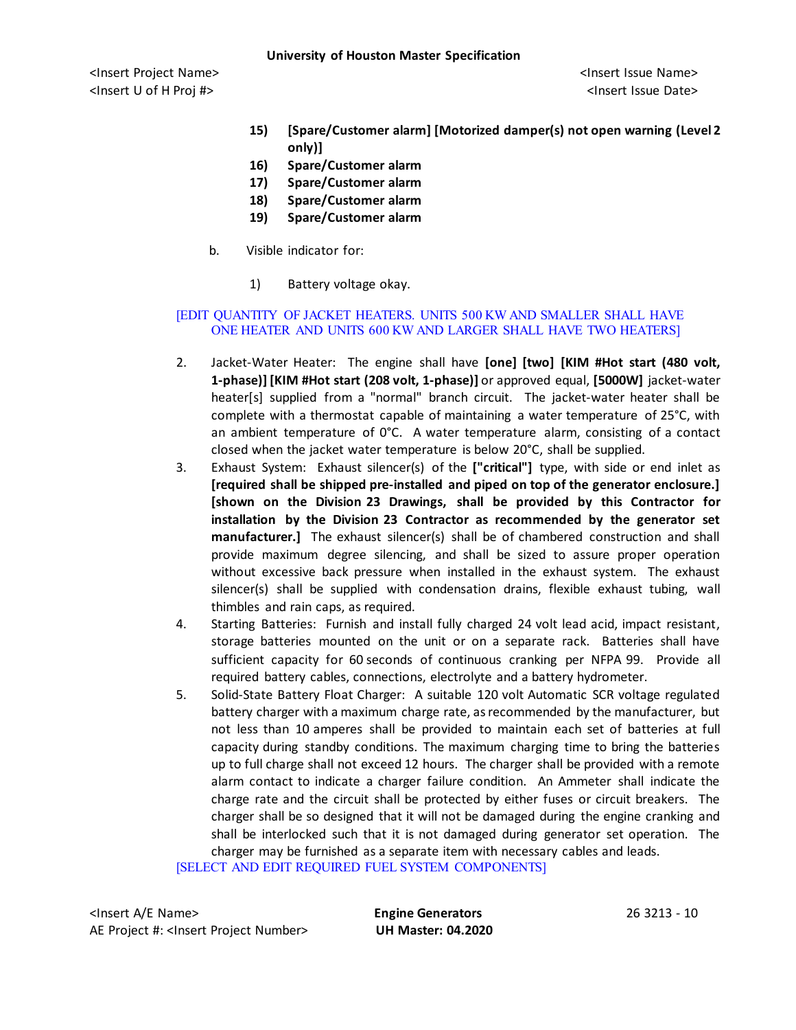15) **[Spare/Customer alarm] [Motorized damper(s) not open warning (Level 2 only)]**
16) **Spare/Customer alarm**
17) **Spare/Customer alarm**
18) **Spare/Customer alarm**
19) **Spare/Customer alarm**

b. Visible indicator for:

1) Battery voltage okay.

[EDIT QUANTITY OF JACKET HEATERS. UNITS 500 KW AND SMALLER SHALL HAVE ONE HEATER AND UNITS 600 KW AND LARGER SHALL HAVE TWO HEATERS]

2. Jacket-Water Heater: The engine shall have **[one] [two] [KIM #Hot start (480 volt, 1-phase)] [KIM #Hot start (208 volt, 1-phase)]** or approved equal, **[5000W]** jacket-water heater[s] supplied from a "normal" branch circuit. The jacket-water heater shall be complete with a thermostat capable of maintaining a water temperature of 25°C, with an ambient temperature of 0°C. A water temperature alarm, consisting of a contact closed when the jacket water temperature is below 20°C, shall be supplied.
3. Exhaust System: Exhaust silencer(s) of the **["critical"]** type, with side or end inlet as **[required shall be shipped pre-installed and piped on top of the generator enclosure.] [shown on the Division 23 Drawings, shall be provided by this Contractor for installation by the Division 23 Contractor as recommended by the generator set manufacturer.]** The exhaust silencer(s) shall be of chambered construction and shall provide maximum degree silencing, and shall be sized to assure proper operation without excessive back pressure when installed in the exhaust system. The exhaust silencer(s) shall be supplied with condensation drains, flexible exhaust tubing, wall thimbles and rain caps, as required.
4. Starting Batteries: Furnish and install fully charged 24 volt lead acid, impact resistant, storage batteries mounted on the unit or on a separate rack. Batteries shall have sufficient capacity for 60 seconds of continuous cranking per NFPA 99. Provide all required battery cables, connections, electrolyte and a battery hydrometer.
5. Solid-State Battery Float Charger: A suitable 120 volt Automatic SCR voltage regulated battery charger with a maximum charge rate, as recommended by the manufacturer, but not less than 10 amperes shall be provided to maintain each set of batteries at full capacity during standby conditions. The maximum charging time to bring the batteries up to full charge shall not exceed 12 hours. The charger shall be provided with a remote alarm contact to indicate a charger failure condition. An Ammeter shall indicate the charge rate and the circuit shall be protected by either fuses or circuit breakers. The charger shall be so designed that it will not be damaged during the engine cranking and shall be interlocked such that it is not damaged during generator set operation. The charger may be furnished as a separate item with necessary cables and leads.

[SELECT AND EDIT REQUIRED FUEL SYSTEM COMPONENTS]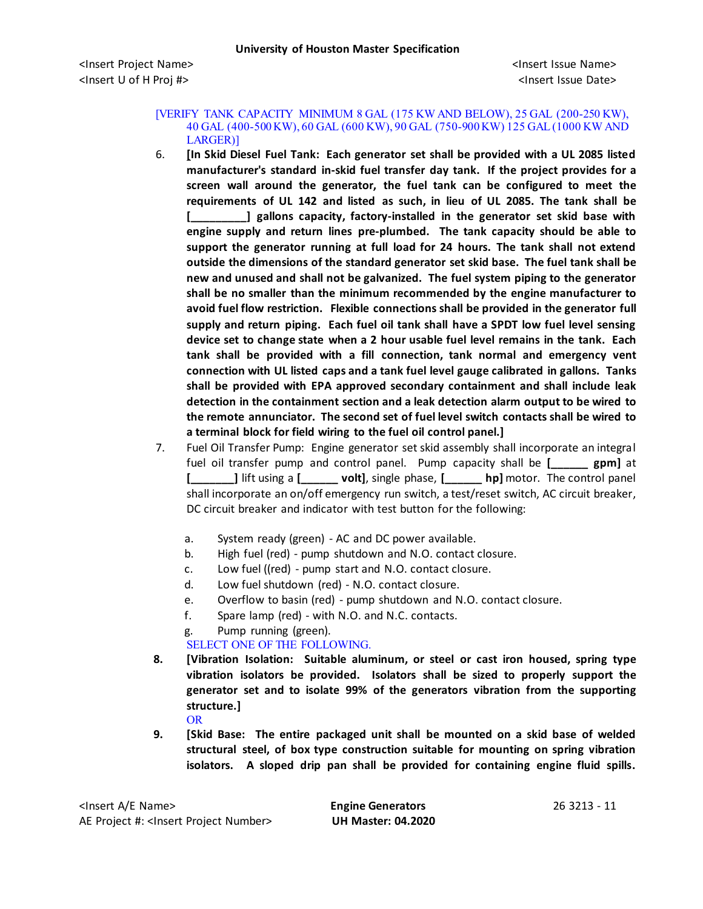[VERIFY TANK CAPACITY MINIMUM 8 GAL (175 KW AND BELOW), 25 GAL (200-250 KW), 40 GAL (400-500 KW), 60 GAL (600 KW), 90 GAL (750-900 KW) 125 GAL (1000 KW AND LARGER)]

6. **[In Skid Diesel Fuel Tank: Each generator set shall be provided with a UL 2085 listed manufacturer's standard in-skid fuel transfer day tank. If the project provides for a screen wall around the generator, the fuel tank can be configured to meet the requirements of UL 142 and listed as such, in lieu of UL 2085. The tank shall be [_________] gallons capacity, factory-installed in the generator set skid base with engine supply and return lines pre-plumbed. The tank capacity should be able to support the generator running at full load for 24 hours. The tank shall not extend outside the dimensions of the standard generator set skid base. The fuel tank shall be new and unused and shall not be galvanized. The fuel system piping to the generator shall be no smaller than the minimum recommended by the engine manufacturer to avoid fuel flow restriction. Flexible connections shall be provided in the generator full supply and return piping. Each fuel oil tank shall have a SPDT low fuel level sensing device set to change state when a 2 hour usable fuel level remains in the tank. Each tank shall be provided with a fill connection, tank normal and emergency vent connection with UL listed caps and a tank fuel level gauge calibrated in gallons. Tanks shall be provided with EPA approved secondary containment and shall include leak detection in the containment section and a leak detection alarm output to be wired to the remote annunciator. The second set of fuel level switch contacts shall be wired to a terminal block for field wiring to the fuel oil control panel.]**

7. Fuel Oil Transfer Pump: Engine generator set skid assembly shall incorporate an integral fuel oil transfer pump and control panel. Pump capacity shall be **[______ gpm]** at **[_______]** lift using a **[______ volt]**, single phase, **[______ hp]** motor. The control panel shall incorporate an on/off emergency run switch, a test/reset switch, AC circuit breaker, DC circuit breaker and indicator with test button for the following:

   a. System ready (green) - AC and DC power available.
   b. High fuel (red) - pump shutdown and N.O. contact closure.
   c. Low fuel ((red) - pump start and N.O. contact closure.
   d. Low fuel shutdown (red) - N.O. contact closure.
   e. Overflow to basin (red) - pump shutdown and N.O. contact closure.
   f. Spare lamp (red) - with N.O. and N.C. contacts.
   g. Pump running (green).

SELECT ONE OF THE FOLLOWING.

8. **[Vibration Isolation: Suitable aluminum, or steel or cast iron housed, spring type vibration isolators be provided. Isolators shall be sized to properly support the generator set and to isolate 99% of the generators vibration from the supporting structure.]**

OR

9. **[Skid Base: The entire packaged unit shall be mounted on a skid base of welded structural steel, of box type construction suitable for mounting on spring vibration isolators. A sloped drip pan shall be provided for containing engine fluid spills.**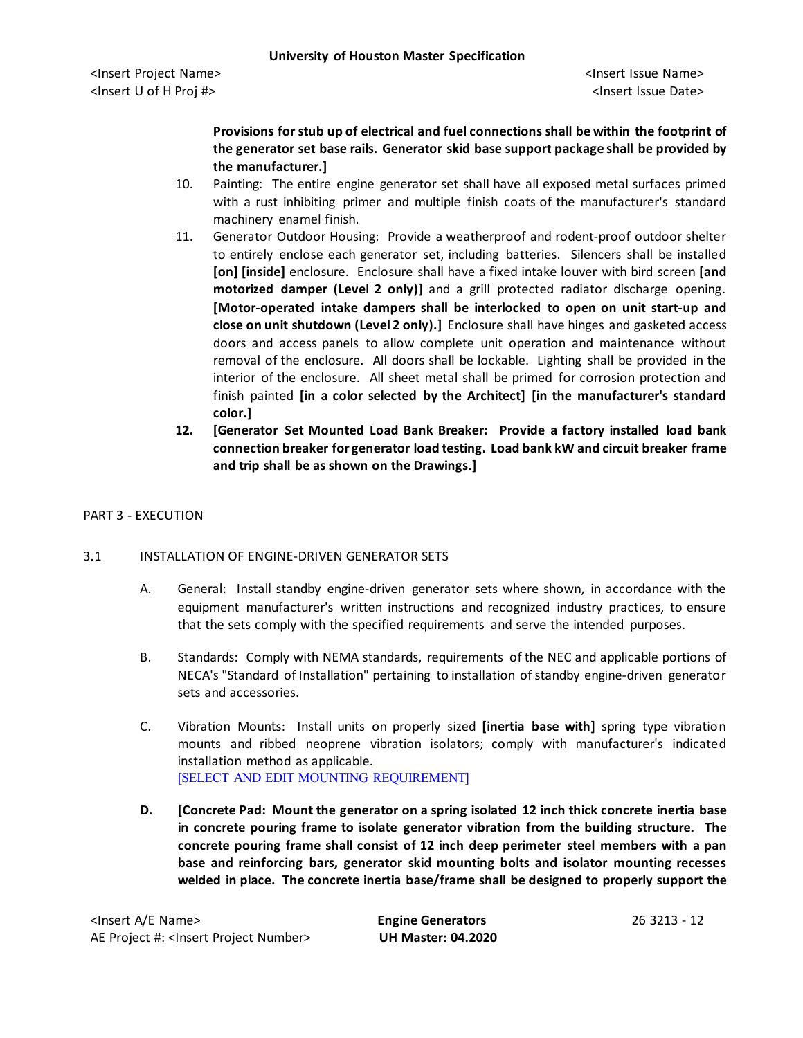**Provisions for stub up of electrical and fuel connections shall be within the footprint of the generator set base rails. Generator skid base support package shall be provided by the manufacturer.]**

10. Painting: The entire engine generator set shall have all exposed metal surfaces primed with a rust inhibiting primer and multiple finish coats of the manufacturer's standard machinery enamel finish.
11. Generator Outdoor Housing: Provide a weatherproof and rodent-proof outdoor shelter to entirely enclose each generator set, including batteries. Silencers shall be installed **[on] [inside]** enclosure. Enclosure shall have a fixed intake louver with bird screen **[and motorized damper (Level 2 only)]** and a grill protected radiator discharge opening. **[Motor-operated intake dampers shall be interlocked to open on unit start-up and close on unit shutdown (Level 2 only).]** Enclosure shall have hinges and gasketed access doors and access panels to allow complete unit operation and maintenance without removal of the enclosure. All doors shall be lockable. Lighting shall be provided in the interior of the enclosure. All sheet metal shall be primed for corrosion protection and finish painted **[in a color selected by the Architect] [in the manufacturer's standard color.]**
12. **[Generator Set Mounted Load Bank Breaker: Provide a factory installed load bank connection breaker for generator load testing. Load bank kW and circuit breaker frame and trip shall be as shown on the Drawings.]**

## PART 3 - EXECUTION

### 3.1 INSTALLATION OF ENGINE-DRIVEN GENERATOR SETS

A. General: Install standby engine-driven generator sets where shown, in accordance with the equipment manufacturer's written instructions and recognized industry practices, to ensure that the sets comply with the specified requirements and serve the intended purposes.

B. Standards: Comply with NEMA standards, requirements of the NEC and applicable portions of NECA's "Standard of Installation" pertaining to installation of standby engine-driven generator sets and accessories.

C. Vibration Mounts: Install units on properly sized **[inertia base with]** spring type vibration mounts and ribbed neoprene vibration isolators; comply with manufacturer's indicated installation method as applicable.
[SELECT AND EDIT MOUNTING REQUIREMENT]

D. **[Concrete Pad: Mount the generator on a spring isolated 12 inch thick concrete inertia base in concrete pouring frame to isolate generator vibration from the building structure. The concrete pouring frame shall consist of 12 inch deep perimeter steel members with a pan base and reinforcing bars, generator skid mounting bolts and isolator mounting recesses welded in place. The concrete inertia base/frame shall be designed to properly support the**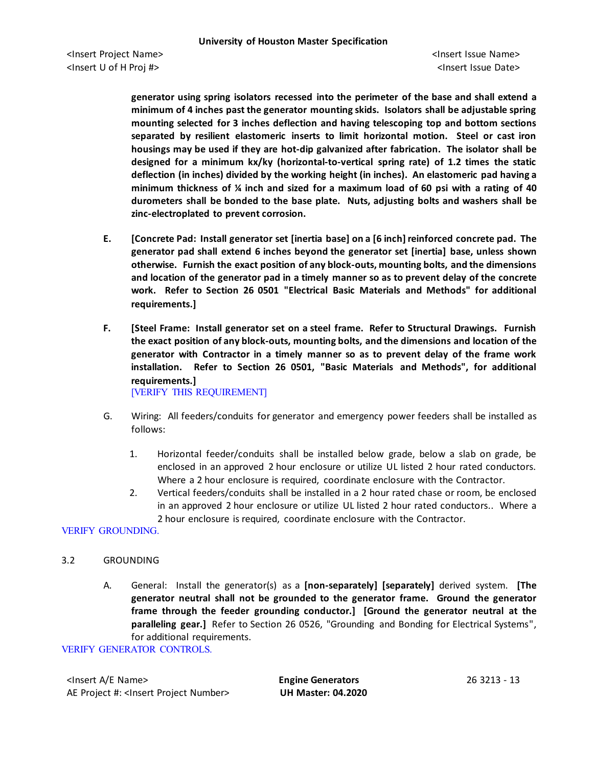**generator using spring isolators recessed into the perimeter of the base and shall extend a minimum of 4 inches past the generator mounting skids. Isolators shall be adjustable spring mounting selected for 3 inches deflection and having telescoping top and bottom sections separated by resilient elastomeric inserts to limit horizontal motion. Steel or cast iron housings may be used if they are hot-dip galvanized after fabrication. The isolator shall be designed for a minimum kx/ky (horizontal-to-vertical spring rate) of 1.2 times the static deflection (in inches) divided by the working height (in inches). An elastomeric pad having a minimum thickness of ¼ inch and sized for a maximum load of 60 psi with a rating of 40 durometers shall be bonded to the base plate. Nuts, adjusting bolts and washers shall be zinc-electroplated to prevent corrosion.**

E. **[Concrete Pad: Install generator set [inertia base] on a [6 inch] reinforced concrete pad. The generator pad shall extend 6 inches beyond the generator set [inertia] base, unless shown otherwise. Furnish the exact position of any block-outs, mounting bolts, and the dimensions and location of the generator pad in a timely manner so as to prevent delay of the concrete work. Refer to Section 26 0501 "Electrical Basic Materials and Methods" for additional requirements.]**

F. **[Steel Frame: Install generator set on a steel frame. Refer to Structural Drawings. Furnish the exact position of any block-outs, mounting bolts, and the dimensions and location of the generator with Contractor in a timely manner so as to prevent delay of the frame work installation. Refer to Section 26 0501, "Basic Materials and Methods", for additional requirements.]**
[VERIFY THIS REQUIREMENT]

G. Wiring: All feeders/conduits for generator and emergency power feeders shall be installed as follows:

1. Horizontal feeder/conduits shall be installed below grade, below a slab on grade, be enclosed in an approved 2 hour enclosure or utilize UL listed 2 hour rated conductors. Where a 2 hour enclosure is required, coordinate enclosure with the Contractor.
2. Vertical feeders/conduits shall be installed in a 2 hour rated chase or room, be enclosed in an approved 2 hour enclosure or utilize UL listed 2 hour rated conductors.. Where a 2 hour enclosure is required, coordinate enclosure with the Contractor.

VERIFY GROUNDING.

3.2 GROUNDING

A. General: Install the generator(s) as a **[non-separately] [separately]** derived system. **[The generator neutral shall not be grounded to the generator frame. Ground the generator frame through the feeder grounding conductor.] [Ground the generator neutral at the paralleling gear.]** Refer to Section 26 0526, "Grounding and Bonding for Electrical Systems", for additional requirements.

VERIFY GENERATOR CONTROLS.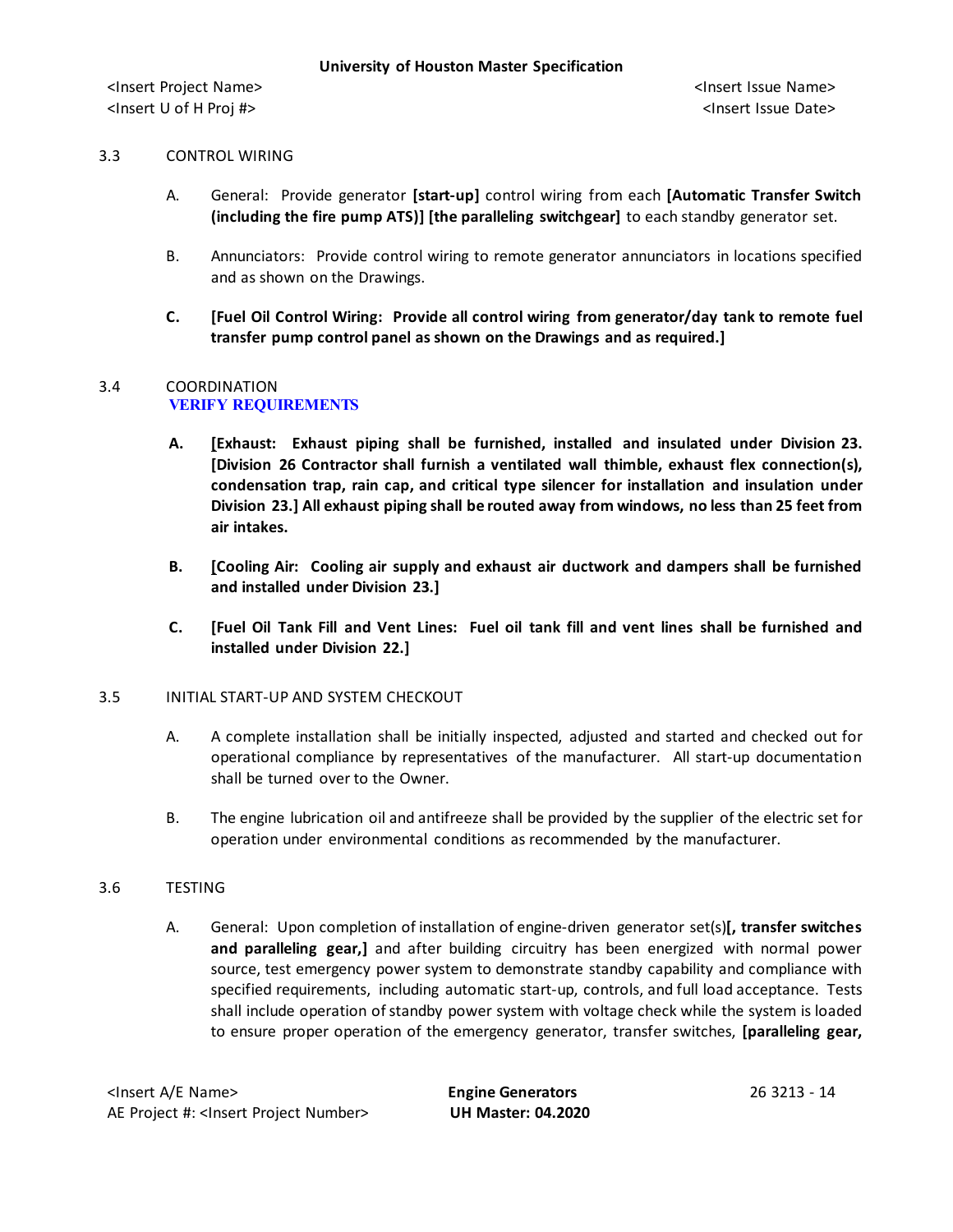### 3.3 CONTROL WIRING

A. General: Provide generator **[start-up]** control wiring from each **[Automatic Transfer Switch (including the fire pump ATS)] [the paralleling switchgear]** to each standby generator set.

B. Annunciators: Provide control wiring to remote generator annunciators in locations specified and as shown on the Drawings.

**C. [Fuel Oil Control Wiring: Provide all control wiring from generator/day tank to remote fuel transfer pump control panel as shown on the Drawings and as required.]**

### 3.4 COORDINATION

VERIFY REQUIREMENTS

**A. [Exhaust: Exhaust piping shall be furnished, installed and insulated under Division 23. [Division 26 Contractor shall furnish a ventilated wall thimble, exhaust flex connection(s), condensation trap, rain cap, and critical type silencer for installation and insulation under Division 23.] All exhaust piping shall be routed away from windows, no less than 25 feet from air intakes.**

**B. [Cooling Air: Cooling air supply and exhaust air ductwork and dampers shall be furnished and installed under Division 23.]**

**C. [Fuel Oil Tank Fill and Vent Lines: Fuel oil tank fill and vent lines shall be furnished and installed under Division 22.]**

### 3.5 INITIAL START-UP AND SYSTEM CHECKOUT

A. A complete installation shall be initially inspected, adjusted and started and checked out for operational compliance by representatives of the manufacturer. All start-up documentation shall be turned over to the Owner.

B. The engine lubrication oil and antifreeze shall be provided by the supplier of the electric set for operation under environmental conditions as recommended by the manufacturer.

### 3.6 TESTING

A. General: Upon completion of installation of engine-driven generator set(s)**[, transfer switches and paralleling gear,]** and after building circuitry has been energized with normal power source, test emergency power system to demonstrate standby capability and compliance with specified requirements, including automatic start-up, controls, and full load acceptance. Tests shall include operation of standby power system with voltage check while the system is loaded to ensure proper operation of the emergency generator, transfer switches, **[paralleling gear,**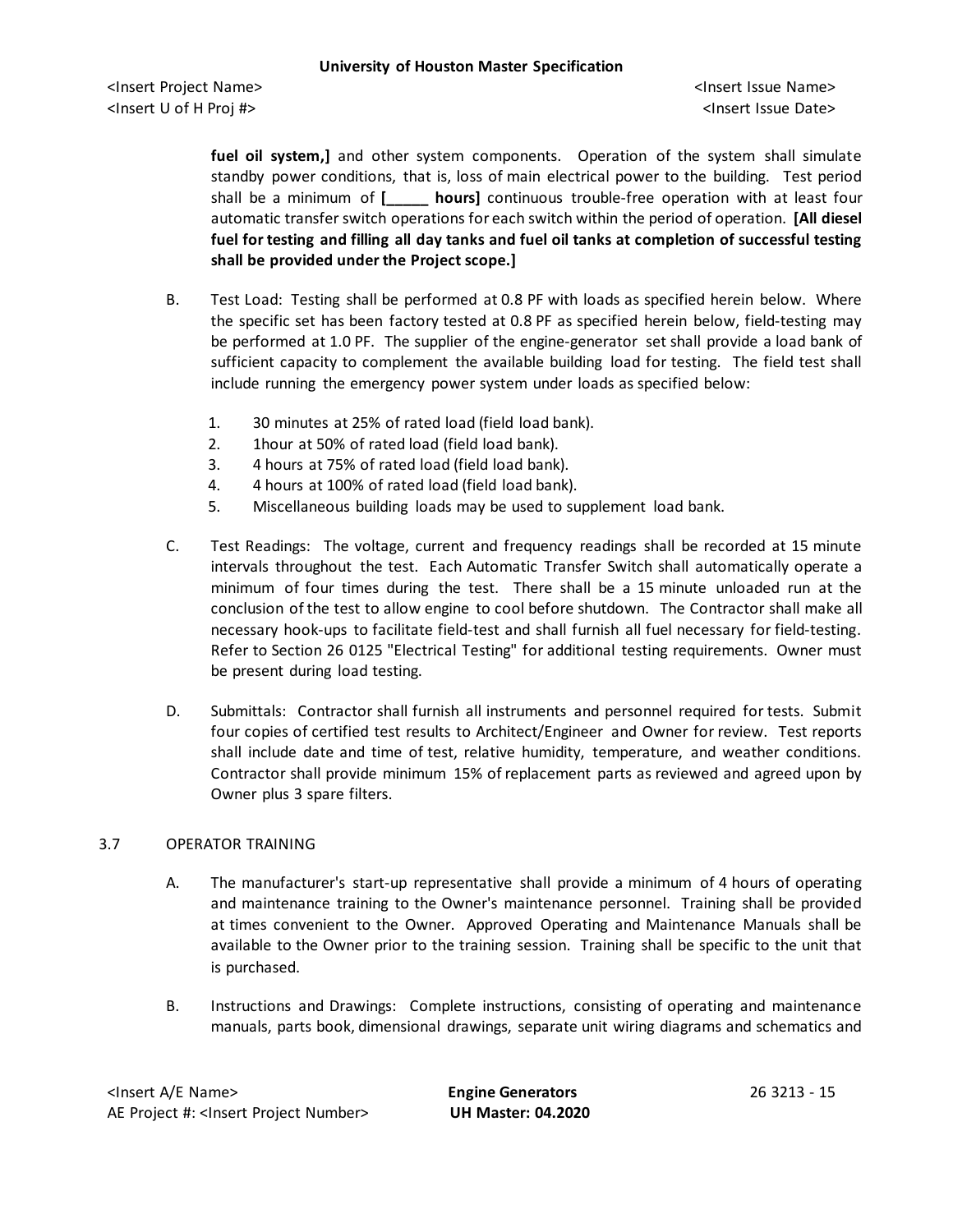**fuel oil system,]** and other system components. Operation of the system shall simulate standby power conditions, that is, loss of main electrical power to the building. Test period shall be a minimum of **[_____ hours]** continuous trouble-free operation with at least four automatic transfer switch operations for each switch within the period of operation. **[All diesel fuel for testing and filling all day tanks and fuel oil tanks at completion of successful testing shall be provided under the Project scope.]**

B. Test Load: Testing shall be performed at 0.8 PF with loads as specified herein below. Where the specific set has been factory tested at 0.8 PF as specified herein below, field-testing may be performed at 1.0 PF. The supplier of the engine-generator set shall provide a load bank of sufficient capacity to complement the available building load for testing. The field test shall include running the emergency power system under loads as specified below:

1. 30 minutes at 25% of rated load (field load bank).
2. 1hour at 50% of rated load (field load bank).
3. 4 hours at 75% of rated load (field load bank).
4. 4 hours at 100% of rated load (field load bank).
5. Miscellaneous building loads may be used to supplement load bank.

C. Test Readings: The voltage, current and frequency readings shall be recorded at 15 minute intervals throughout the test. Each Automatic Transfer Switch shall automatically operate a minimum of four times during the test. There shall be a 15 minute unloaded run at the conclusion of the test to allow engine to cool before shutdown. The Contractor shall make all necessary hook-ups to facilitate field-test and shall furnish all fuel necessary for field-testing. Refer to Section 26 0125 "Electrical Testing" for additional testing requirements. Owner must be present during load testing.

D. Submittals: Contractor shall furnish all instruments and personnel required for tests. Submit four copies of certified test results to Architect/Engineer and Owner for review. Test reports shall include date and time of test, relative humidity, temperature, and weather conditions. Contractor shall provide minimum 15% of replacement parts as reviewed and agreed upon by Owner plus 3 spare filters.

## 3.7 OPERATOR TRAINING

A. The manufacturer's start-up representative shall provide a minimum of 4 hours of operating and maintenance training to the Owner's maintenance personnel. Training shall be provided at times convenient to the Owner. Approved Operating and Maintenance Manuals shall be available to the Owner prior to the training session. Training shall be specific to the unit that is purchased.

B. Instructions and Drawings: Complete instructions, consisting of operating and maintenance manuals, parts book, dimensional drawings, separate unit wiring diagrams and schematics and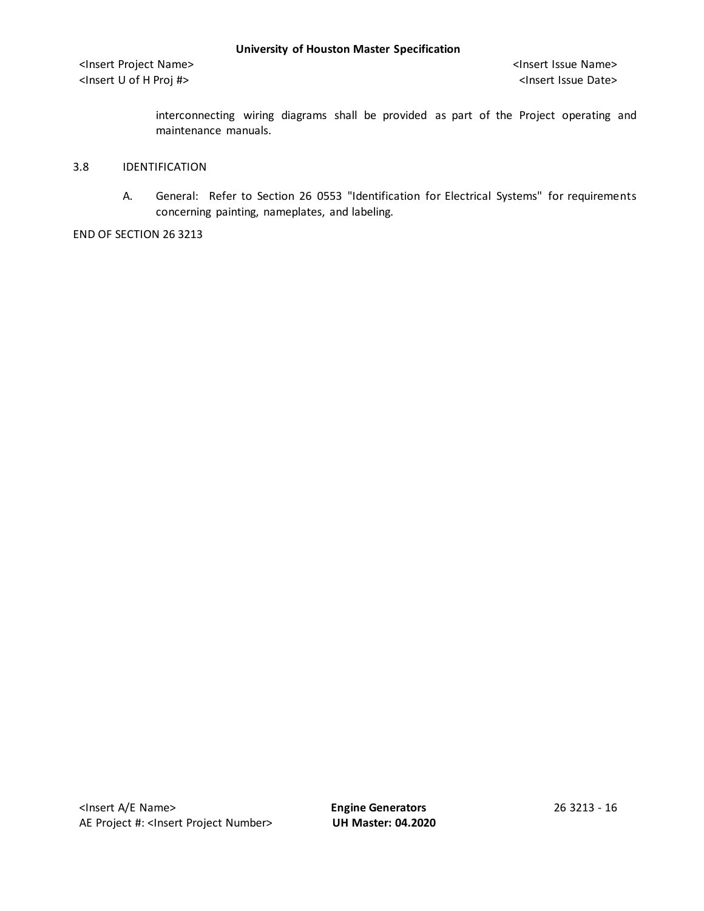interconnecting wiring diagrams shall be provided as part of the Project operating and maintenance manuals.

## 3.8 IDENTIFICATION

A. General: Refer to Section 26 0553 "Identification for Electrical Systems" for requirements concerning painting, nameplates, and labeling.

END OF SECTION 26 3213